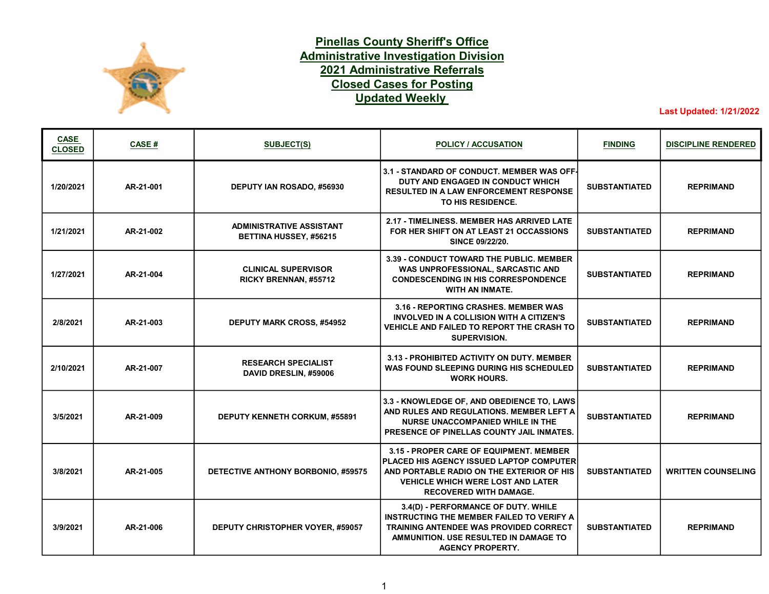# Pinellas County Sheriff's Office
## Administrative Investigation Division
## 2021 Administrative Referrals
## Closed Cases for Posting
## Updated Weekly

**Last Updated: 1/21/2022**

| CASE CLOSED | CASE # | SUBJECT(S) | POLICY / ACCUSATION | FINDING | DISCIPLINE RENDERED |
|---|---|---|---|---|---|
| 1/20/2021 | AR-21-001 | DEPUTY IAN ROSADO, #56930 | 3.1 - STANDARD OF CONDUCT. MEMBER WAS OFF-DUTY AND ENGAGED IN CONDUCT WHICH RESULTED IN A LAW ENFORCEMENT RESPONSE TO HIS RESIDENCE. | SUBSTANTIATED | REPRIMAND |
| 1/21/2021 | AR-21-002 | ADMINISTRATIVE ASSISTANT BETTINA HUSSEY, #56215 | 2.17 - TIMELINESS. MEMBER HAS ARRIVED LATE FOR HER SHIFT ON AT LEAST 21 OCCASSIONS SINCE 09/22/20. | SUBSTANTIATED | REPRIMAND |
| 1/27/2021 | AR-21-004 | CLINICAL SUPERVISOR RICKY BRENNAN, #55712 | 3.39 - CONDUCT TOWARD THE PUBLIC. MEMBER WAS UNPROFESSIONAL, SARCASTIC AND CONDESCENDING IN HIS CORRESPONDENCE WITH AN INMATE. | SUBSTANTIATED | REPRIMAND |
| 2/8/2021 | AR-21-003 | DEPUTY MARK CROSS, #54952 | 3.16 - REPORTING CRASHES. MEMBER WAS INVOLVED IN A COLLISION WITH A CITIZEN'S VEHICLE AND FAILED TO REPORT THE CRASH TO SUPERVISION. | SUBSTANTIATED | REPRIMAND |
| 2/10/2021 | AR-21-007 | RESEARCH SPECIALIST DAVID DRESLIN, #59006 | 3.13 - PROHIBITED ACTIVITY ON DUTY. MEMBER WAS FOUND SLEEPING DURING HIS SCHEDULED WORK HOURS. | SUBSTANTIATED | REPRIMAND |
| 3/5/2021 | AR-21-009 | DEPUTY KENNETH CORKUM, #55891 | 3.3 - KNOWLEDGE OF, AND OBEDIENCE TO, LAWS AND RULES AND REGULATIONS. MEMBER LEFT A NURSE UNACCOMPANIED WHILE IN THE PRESENCE OF PINELLAS COUNTY JAIL INMATES. | SUBSTANTIATED | REPRIMAND |
| 3/8/2021 | AR-21-005 | DETECTIVE ANTHONY BORBONIO, #59575 | 3.15 - PROPER CARE OF EQUIPMENT. MEMBER PLACED HIS AGENCY ISSUED LAPTOP COMPUTER AND PORTABLE RADIO ON THE EXTERIOR OF HIS VEHICLE WHICH WERE LOST AND LATER RECOVERED WITH DAMAGE. | SUBSTANTIATED | WRITTEN COUNSELING |
| 3/9/2021 | AR-21-006 | DEPUTY CHRISTOPHER VOYER, #59057 | 3.4(D) - PERFORMANCE OF DUTY. WHILE INSTRUCTING THE MEMBER FAILED TO VERIFY A TRAINING ANTENDEE WAS PROVIDED CORRECT AMMUNITION. USE RESULTED IN DAMAGE TO AGENCY PROPERTY. | SUBSTANTIATED | REPRIMAND |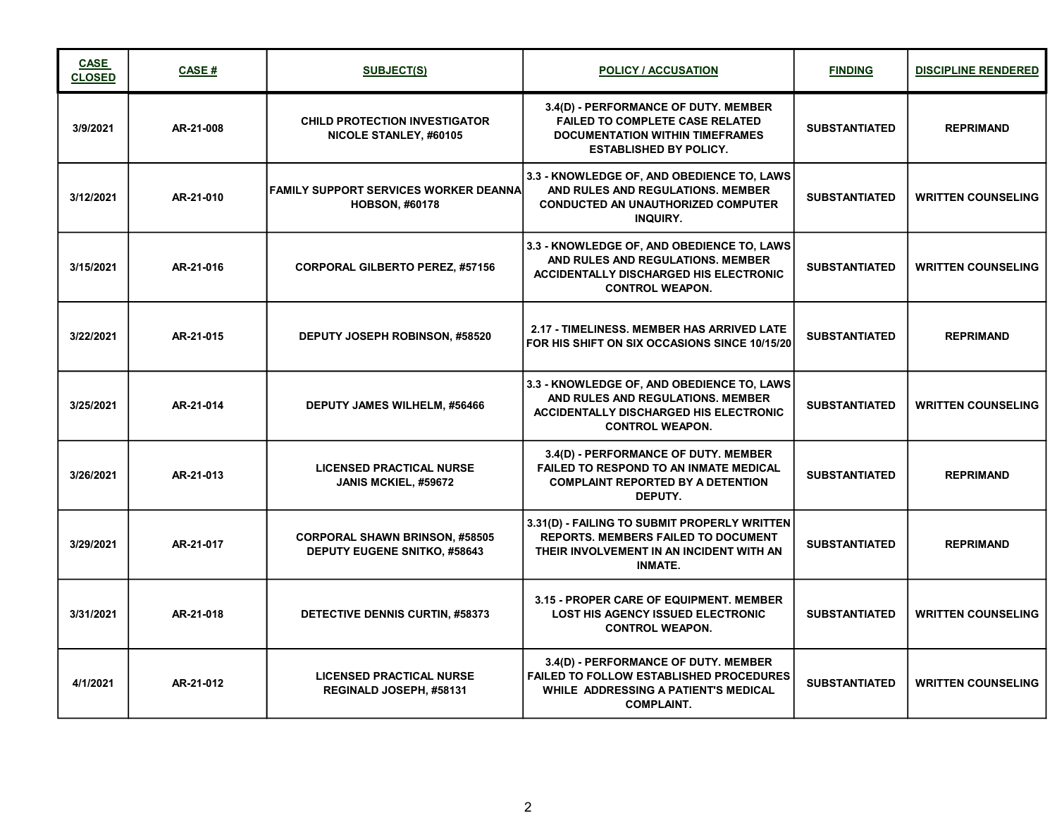| CASE CLOSED | CASE # | SUBJECT(S) | POLICY / ACCUSATION | FINDING | DISCIPLINE RENDERED |
|---|---|---|---|---|---|
| 3/9/2021 | AR-21-008 | CHILD PROTECTION INVESTIGATOR NICOLE STANLEY, #60105 | 3.4(D) - PERFORMANCE OF DUTY. MEMBER FAILED TO COMPLETE CASE RELATED DOCUMENTATION WITHIN TIMEFRAMES ESTABLISHED BY POLICY. | SUBSTANTIATED | REPRIMAND |
| 3/12/2021 | AR-21-010 | FAMILY SUPPORT SERVICES WORKER DEANNA HOBSON, #60178 | 3.3 - KNOWLEDGE OF, AND OBEDIENCE TO, LAWS AND RULES AND REGULATIONS. MEMBER CONDUCTED AN UNAUTHORIZED COMPUTER INQUIRY. | SUBSTANTIATED | WRITTEN COUNSELING |
| 3/15/2021 | AR-21-016 | CORPORAL GILBERTO PEREZ, #57156 | 3.3 - KNOWLEDGE OF, AND OBEDIENCE TO, LAWS AND RULES AND REGULATIONS. MEMBER ACCIDENTALLY DISCHARGED HIS ELECTRONIC CONTROL WEAPON. | SUBSTANTIATED | WRITTEN COUNSELING |
| 3/22/2021 | AR-21-015 | DEPUTY JOSEPH ROBINSON, #58520 | 2.17 - TIMELINESS. MEMBER HAS ARRIVED LATE FOR HIS SHIFT ON SIX OCCASIONS SINCE 10/15/20 | SUBSTANTIATED | REPRIMAND |
| 3/25/2021 | AR-21-014 | DEPUTY JAMES WILHELM, #56466 | 3.3 - KNOWLEDGE OF, AND OBEDIENCE TO, LAWS AND RULES AND REGULATIONS. MEMBER ACCIDENTALLY DISCHARGED HIS ELECTRONIC CONTROL WEAPON. | SUBSTANTIATED | WRITTEN COUNSELING |
| 3/26/2021 | AR-21-013 | LICENSED PRACTICAL NURSE JANIS MCKIEL, #59672 | 3.4(D) - PERFORMANCE OF DUTY. MEMBER FAILED TO RESPOND TO AN INMATE MEDICAL COMPLAINT REPORTED BY A DETENTION DEPUTY. | SUBSTANTIATED | REPRIMAND |
| 3/29/2021 | AR-21-017 | CORPORAL SHAWN BRINSON, #58505<br>DEPUTY EUGENE SNITKO, #58643 | 3.31(D) - FAILING TO SUBMIT PROPERLY WRITTEN REPORTS. MEMBERS FAILED TO DOCUMENT THEIR INVOLVEMENT IN AN INCIDENT WITH AN INMATE. | SUBSTANTIATED | REPRIMAND |
| 3/31/2021 | AR-21-018 | DETECTIVE DENNIS CURTIN, #58373 | 3.15 - PROPER CARE OF EQUIPMENT. MEMBER LOST HIS AGENCY ISSUED ELECTRONIC CONTROL WEAPON. | SUBSTANTIATED | WRITTEN COUNSELING |
| 4/1/2021 | AR-21-012 | LICENSED PRACTICAL NURSE REGINALD JOSEPH, #58131 | 3.4(D) - PERFORMANCE OF DUTY. MEMBER FAILED TO FOLLOW ESTABLISHED PROCEDURES WHILE ADDRESSING A PATIENT'S MEDICAL COMPLAINT. | SUBSTANTIATED | WRITTEN COUNSELING |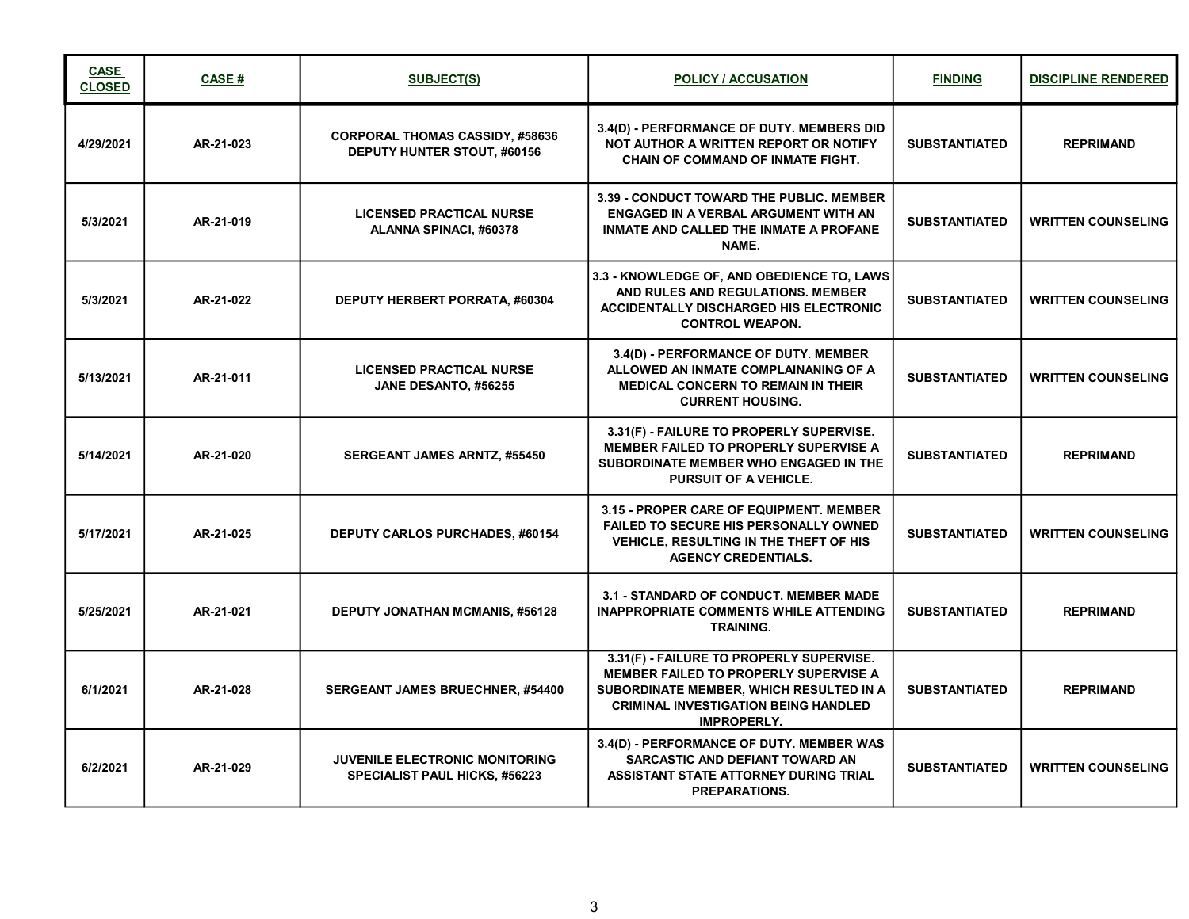| CASE CLOSED | CASE # | SUBJECT(S) | POLICY / ACCUSATION | FINDING | DISCIPLINE RENDERED |
|---|---|---|---|---|---|
| 4/29/2021 | AR-21-023 | CORPORAL THOMAS CASSIDY, #58636<br>DEPUTY HUNTER STOUT, #60156 | 3.4(D) - PERFORMANCE OF DUTY. MEMBERS DID NOT AUTHOR A WRITTEN REPORT OR NOTIFY CHAIN OF COMMAND OF INMATE FIGHT. | SUBSTANTIATED | REPRIMAND |
| 5/3/2021 | AR-21-019 | LICENSED PRACTICAL NURSE<br>ALANNA SPINACI, #60378 | 3.39 - CONDUCT TOWARD THE PUBLIC. MEMBER ENGAGED IN A VERBAL ARGUMENT WITH AN INMATE AND CALLED THE INMATE A PROFANE NAME. | SUBSTANTIATED | WRITTEN COUNSELING |
| 5/3/2021 | AR-21-022 | DEPUTY HERBERT PORRATA, #60304 | 3.3 - KNOWLEDGE OF, AND OBEDIENCE TO, LAWS AND RULES AND REGULATIONS. MEMBER ACCIDENTALLY DISCHARGED HIS ELECTRONIC CONTROL WEAPON. | SUBSTANTIATED | WRITTEN COUNSELING |
| 5/13/2021 | AR-21-011 | LICENSED PRACTICAL NURSE<br>JANE DESANTO, #56255 | 3.4(D) - PERFORMANCE OF DUTY. MEMBER ALLOWED AN INMATE COMPLAINANING OF A MEDICAL CONCERN TO REMAIN IN THEIR CURRENT HOUSING. | SUBSTANTIATED | WRITTEN COUNSELING |
| 5/14/2021 | AR-21-020 | SERGEANT JAMES ARNTZ, #55450 | 3.31(F) - FAILURE TO PROPERLY SUPERVISE. MEMBER FAILED TO PROPERLY SUPERVISE A SUBORDINATE MEMBER WHO ENGAGED IN THE PURSUIT OF A VEHICLE. | SUBSTANTIATED | REPRIMAND |
| 5/17/2021 | AR-21-025 | DEPUTY CARLOS PURCHADES, #60154 | 3.15 - PROPER CARE OF EQUIPMENT. MEMBER FAILED TO SECURE HIS PERSONALLY OWNED VEHICLE, RESULTING IN THE THEFT OF HIS AGENCY CREDENTIALS. | SUBSTANTIATED | WRITTEN COUNSELING |
| 5/25/2021 | AR-21-021 | DEPUTY JONATHAN MCMANIS, #56128 | 3.1 - STANDARD OF CONDUCT. MEMBER MADE INAPPROPRIATE COMMENTS WHILE ATTENDING TRAINING. | SUBSTANTIATED | REPRIMAND |
| 6/1/2021 | AR-21-028 | SERGEANT JAMES BRUECHNER, #54400 | 3.31(F) - FAILURE TO PROPERLY SUPERVISE. MEMBER FAILED TO PROPERLY SUPERVISE A SUBORDINATE MEMBER, WHICH RESULTED IN A CRIMINAL INVESTIGATION BEING HANDLED IMPROPERLY. | SUBSTANTIATED | REPRIMAND |
| 6/2/2021 | AR-21-029 | JUVENILE ELECTRONIC MONITORING SPECIALIST PAUL HICKS, #56223 | 3.4(D) - PERFORMANCE OF DUTY. MEMBER WAS SARCASTIC AND DEFIANT TOWARD AN ASSISTANT STATE ATTORNEY DURING TRIAL PREPARATIONS. | SUBSTANTIATED | WRITTEN COUNSELING |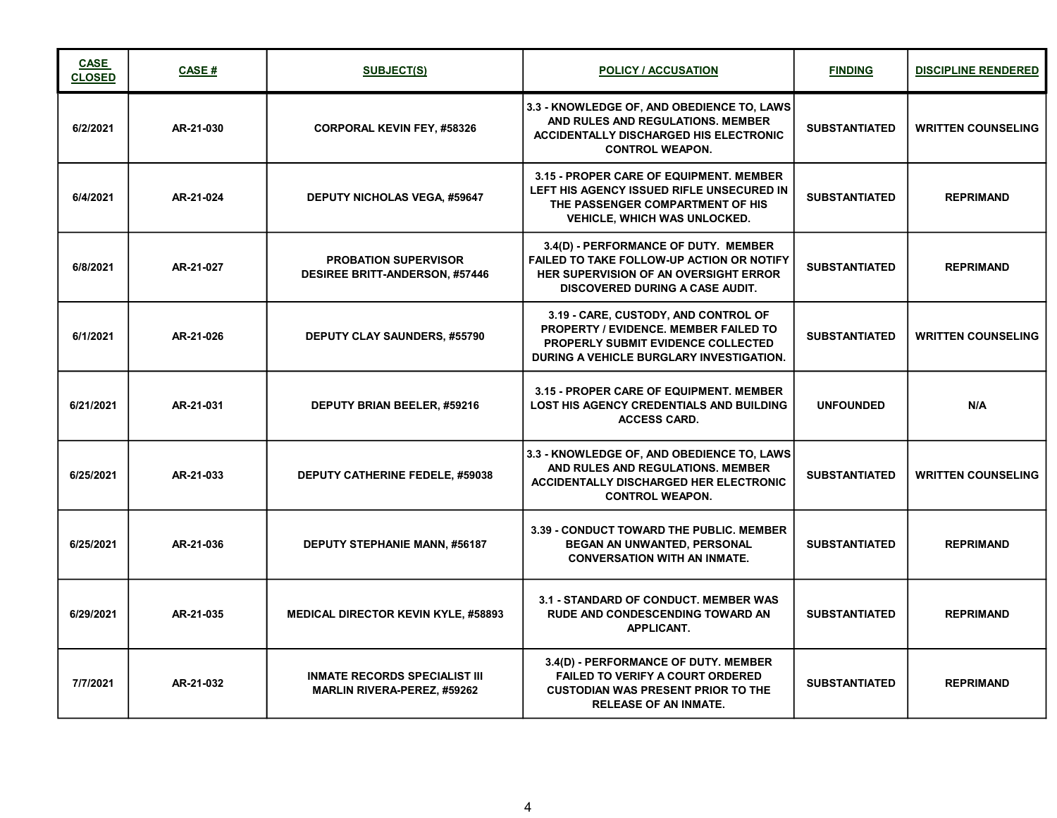| CASE CLOSED | CASE # | SUBJECT(S) | POLICY / ACCUSATION | FINDING | DISCIPLINE RENDERED |
|---|---|---|---|---|---|
| 6/2/2021 | AR-21-030 | CORPORAL KEVIN FEY, #58326 | 3.3 - KNOWLEDGE OF, AND OBEDIENCE TO, LAWS AND RULES AND REGULATIONS. MEMBER ACCIDENTALLY DISCHARGED HIS ELECTRONIC CONTROL WEAPON. | SUBSTANTIATED | WRITTEN COUNSELING |
| 6/4/2021 | AR-21-024 | DEPUTY NICHOLAS VEGA, #59647 | 3.15 - PROPER CARE OF EQUIPMENT. MEMBER LEFT HIS AGENCY ISSUED RIFLE UNSECURED IN THE PASSENGER COMPARTMENT OF HIS VEHICLE, WHICH WAS UNLOCKED. | SUBSTANTIATED | REPRIMAND |
| 6/8/2021 | AR-21-027 | PROBATION SUPERVISOR DESIREE BRITT-ANDERSON, #57446 | 3.4(D) - PERFORMANCE OF DUTY. MEMBER FAILED TO TAKE FOLLOW-UP ACTION OR NOTIFY HER SUPERVISION OF AN OVERSIGHT ERROR DISCOVERED DURING A CASE AUDIT. | SUBSTANTIATED | REPRIMAND |
| 6/1/2021 | AR-21-026 | DEPUTY CLAY SAUNDERS, #55790 | 3.19 - CARE, CUSTODY, AND CONTROL OF PROPERTY / EVIDENCE. MEMBER FAILED TO PROPERLY SUBMIT EVIDENCE COLLECTED DURING A VEHICLE BURGLARY INVESTIGATION. | SUBSTANTIATED | WRITTEN COUNSELING |
| 6/21/2021 | AR-21-031 | DEPUTY BRIAN BEELER, #59216 | 3.15 - PROPER CARE OF EQUIPMENT. MEMBER LOST HIS AGENCY CREDENTIALS AND BUILDING ACCESS CARD. | UNFOUNDED | N/A |
| 6/25/2021 | AR-21-033 | DEPUTY CATHERINE FEDELE, #59038 | 3.3 - KNOWLEDGE OF, AND OBEDIENCE TO, LAWS AND RULES AND REGULATIONS. MEMBER ACCIDENTALLY DISCHARGED HER ELECTRONIC CONTROL WEAPON. | SUBSTANTIATED | WRITTEN COUNSELING |
| 6/25/2021 | AR-21-036 | DEPUTY STEPHANIE MANN, #56187 | 3.39 - CONDUCT TOWARD THE PUBLIC. MEMBER BEGAN AN UNWANTED, PERSONAL CONVERSATION WITH AN INMATE. | SUBSTANTIATED | REPRIMAND |
| 6/29/2021 | AR-21-035 | MEDICAL DIRECTOR KEVIN KYLE, #58893 | 3.1 - STANDARD OF CONDUCT. MEMBER WAS RUDE AND CONDESCENDING TOWARD AN APPLICANT. | SUBSTANTIATED | REPRIMAND |
| 7/7/2021 | AR-21-032 | INMATE RECORDS SPECIALIST III MARLIN RIVERA-PEREZ, #59262 | 3.4(D) - PERFORMANCE OF DUTY. MEMBER FAILED TO VERIFY A COURT ORDERED CUSTODIAN WAS PRESENT PRIOR TO THE RELEASE OF AN INMATE. | SUBSTANTIATED | REPRIMAND |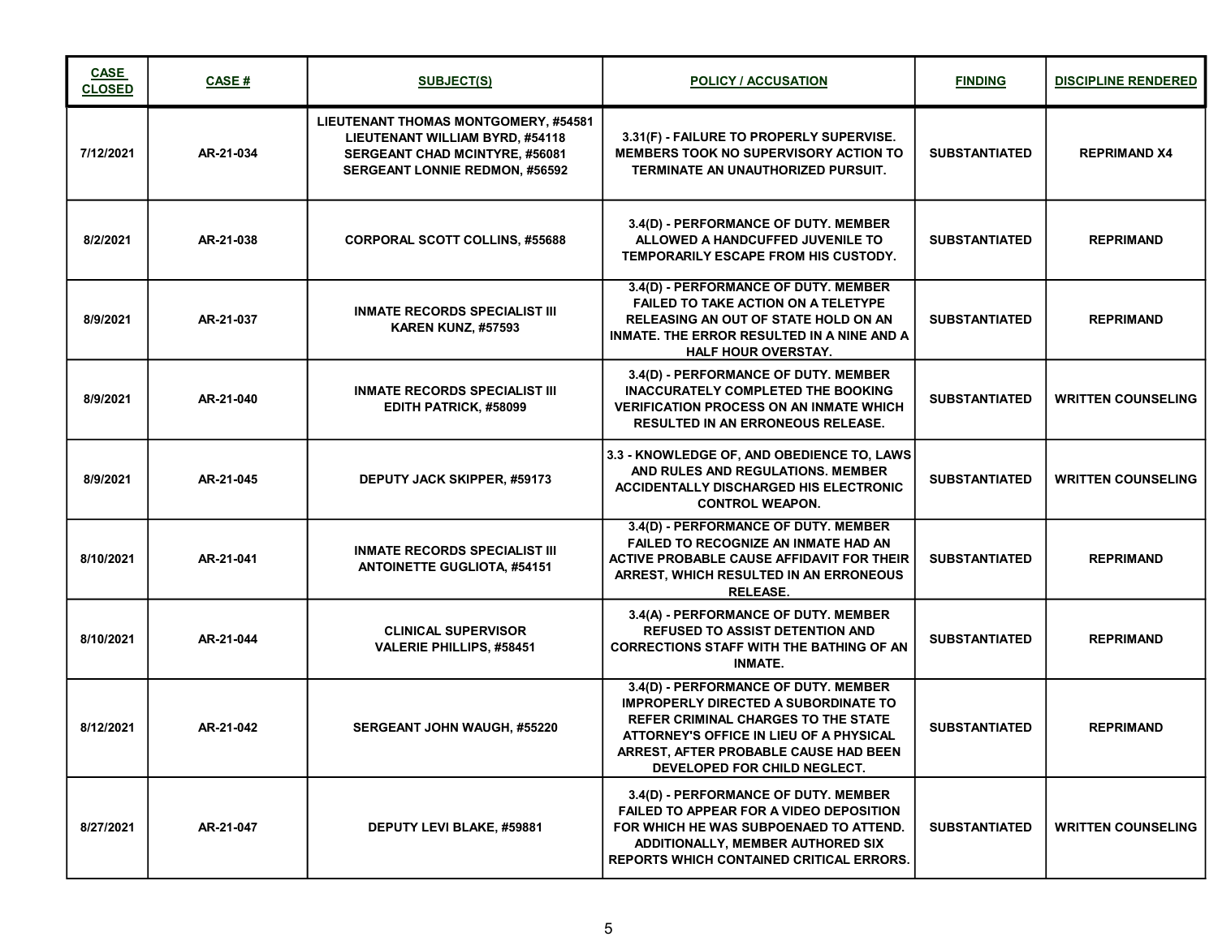| CASE CLOSED | CASE # | SUBJECT(S) | POLICY / ACCUSATION | FINDING | DISCIPLINE RENDERED |
|---|---|---|---|---|---|
| 7/12/2021 | AR-21-034 | LIEUTENANT THOMAS MONTGOMERY, #54581<br>LIEUTENANT WILLIAM BYRD, #54118<br>SERGEANT CHAD MCINTYRE, #56081<br>SERGEANT LONNIE REDMON, #56592 | 3.31(F) - FAILURE TO PROPERLY SUPERVISE. MEMBERS TOOK NO SUPERVISORY ACTION TO TERMINATE AN UNAUTHORIZED PURSUIT. | SUBSTANTIATED | REPRIMAND X4 |
| 8/2/2021 | AR-21-038 | CORPORAL SCOTT COLLINS, #55688 | 3.4(D) - PERFORMANCE OF DUTY. MEMBER ALLOWED A HANDCUFFED JUVENILE TO TEMPORARILY ESCAPE FROM HIS CUSTODY. | SUBSTANTIATED | REPRIMAND |
| 8/9/2021 | AR-21-037 | INMATE RECORDS SPECIALIST III<br>KAREN KUNZ, #57593 | 3.4(D) - PERFORMANCE OF DUTY. MEMBER FAILED TO TAKE ACTION ON A TELETYPE RELEASING AN OUT OF STATE HOLD ON AN INMATE. THE ERROR RESULTED IN A NINE AND A HALF HOUR OVERSTAY. | SUBSTANTIATED | REPRIMAND |
| 8/9/2021 | AR-21-040 | INMATE RECORDS SPECIALIST III<br>EDITH PATRICK, #58099 | 3.4(D) - PERFORMANCE OF DUTY. MEMBER INACCURATELY COMPLETED THE BOOKING VERIFICATION PROCESS ON AN INMATE WHICH RESULTED IN AN ERRONEOUS RELEASE. | SUBSTANTIATED | WRITTEN COUNSELING |
| 8/9/2021 | AR-21-045 | DEPUTY JACK SKIPPER, #59173 | 3.3 - KNOWLEDGE OF, AND OBEDIENCE TO, LAWS AND RULES AND REGULATIONS. MEMBER ACCIDENTALLY DISCHARGED HIS ELECTRONIC CONTROL WEAPON. | SUBSTANTIATED | WRITTEN COUNSELING |
| 8/10/2021 | AR-21-041 | INMATE RECORDS SPECIALIST III<br>ANTOINETTE GUGLIOTA, #54151 | 3.4(D) - PERFORMANCE OF DUTY. MEMBER FAILED TO RECOGNIZE AN INMATE HAD AN ACTIVE PROBABLE CAUSE AFFIDAVIT FOR THEIR ARREST, WHICH RESULTED IN AN ERRONEOUS RELEASE. | SUBSTANTIATED | REPRIMAND |
| 8/10/2021 | AR-21-044 | CLINICAL SUPERVISOR<br>VALERIE PHILLIPS, #58451 | 3.4(A) - PERFORMANCE OF DUTY. MEMBER REFUSED TO ASSIST DETENTION AND CORRECTIONS STAFF WITH THE BATHING OF AN INMATE. | SUBSTANTIATED | REPRIMAND |
| 8/12/2021 | AR-21-042 | SERGEANT JOHN WAUGH, #55220 | 3.4(D) - PERFORMANCE OF DUTY. MEMBER IMPROPERLY DIRECTED A SUBORDINATE TO REFER CRIMINAL CHARGES TO THE STATE ATTORNEY'S OFFICE IN LIEU OF A PHYSICAL ARREST, AFTER PROBABLE CAUSE HAD BEEN DEVELOPED FOR CHILD NEGLECT. | SUBSTANTIATED | REPRIMAND |
| 8/27/2021 | AR-21-047 | DEPUTY LEVI BLAKE, #59881 | 3.4(D) - PERFORMANCE OF DUTY. MEMBER FAILED TO APPEAR FOR A VIDEO DEPOSITION FOR WHICH HE WAS SUBPOENAED TO ATTEND. ADDITIONALLY, MEMBER AUTHORED SIX REPORTS WHICH CONTAINED CRITICAL ERRORS. | SUBSTANTIATED | WRITTEN COUNSELING |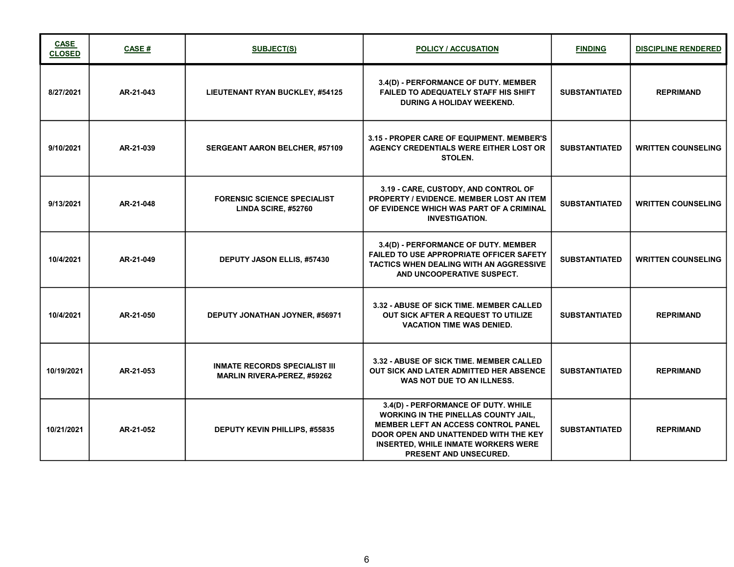| CASE CLOSED | CASE # | SUBJECT(S) | POLICY / ACCUSATION | FINDING | DISCIPLINE RENDERED |
|---|---|---|---|---|---|
| 8/27/2021 | AR-21-043 | LIEUTENANT RYAN BUCKLEY, #54125 | 3.4(D) - PERFORMANCE OF DUTY. MEMBER FAILED TO ADEQUATELY STAFF HIS SHIFT DURING A HOLIDAY WEEKEND. | SUBSTANTIATED | REPRIMAND |
| 9/10/2021 | AR-21-039 | SERGEANT AARON BELCHER, #57109 | 3.15 - PROPER CARE OF EQUIPMENT. MEMBER'S AGENCY CREDENTIALS WERE EITHER LOST OR STOLEN. | SUBSTANTIATED | WRITTEN COUNSELING |
| 9/13/2021 | AR-21-048 | FORENSIC SCIENCE SPECIALIST LINDA SCIRE, #52760 | 3.19 - CARE, CUSTODY, AND CONTROL OF PROPERTY / EVIDENCE. MEMBER LOST AN ITEM OF EVIDENCE WHICH WAS PART OF A CRIMINAL INVESTIGATION. | SUBSTANTIATED | WRITTEN COUNSELING |
| 10/4/2021 | AR-21-049 | DEPUTY JASON ELLIS, #57430 | 3.4(D) - PERFORMANCE OF DUTY. MEMBER FAILED TO USE APPROPRIATE OFFICER SAFETY TACTICS WHEN DEALING WITH AN AGGRESSIVE AND UNCOOPERATIVE SUSPECT. | SUBSTANTIATED | WRITTEN COUNSELING |
| 10/4/2021 | AR-21-050 | DEPUTY JONATHAN JOYNER, #56971 | 3.32 - ABUSE OF SICK TIME. MEMBER CALLED OUT SICK AFTER A REQUEST TO UTILIZE VACATION TIME WAS DENIED. | SUBSTANTIATED | REPRIMAND |
| 10/19/2021 | AR-21-053 | INMATE RECORDS SPECIALIST III MARLIN RIVERA-PEREZ, #59262 | 3.32 - ABUSE OF SICK TIME. MEMBER CALLED OUT SICK AND LATER ADMITTED HER ABSENCE WAS NOT DUE TO AN ILLNESS. | SUBSTANTIATED | REPRIMAND |
| 10/21/2021 | AR-21-052 | DEPUTY KEVIN PHILLIPS, #55835 | 3.4(D) - PERFORMANCE OF DUTY. WHILE WORKING IN THE PINELLAS COUNTY JAIL, MEMBER LEFT AN ACCESS CONTROL PANEL DOOR OPEN AND UNATTENDED WITH THE KEY INSERTED, WHILE INMATE WORKERS WERE PRESENT AND UNSECURED. | SUBSTANTIATED | REPRIMAND |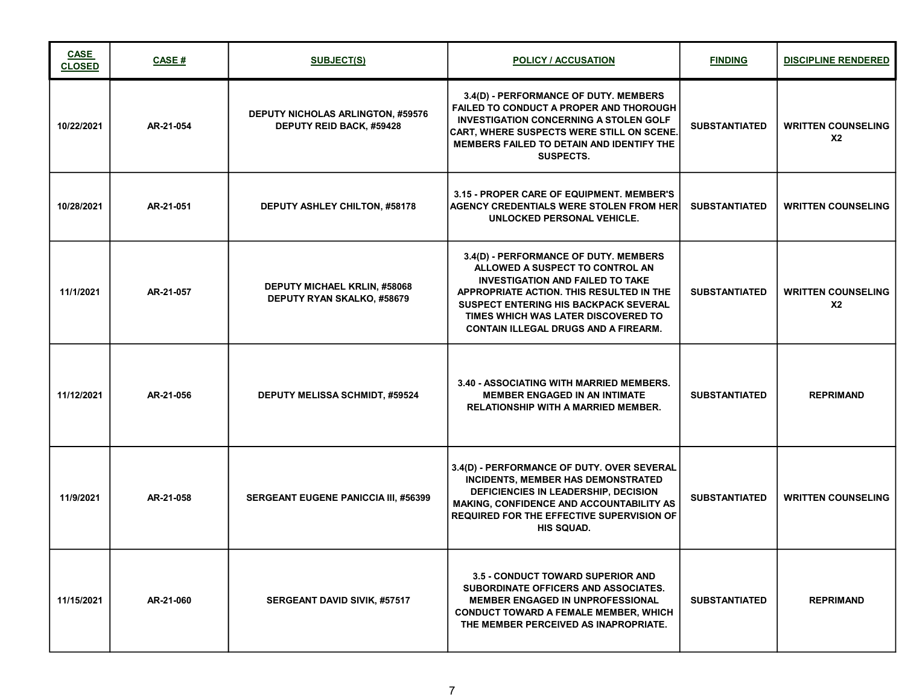| CASE CLOSED | CASE # | SUBJECT(S) | POLICY / ACCUSATION | FINDING | DISCIPLINE RENDERED |
|---|---|---|---|---|---|
| 10/22/2021 | AR-21-054 | DEPUTY NICHOLAS ARLINGTON, #59576<br>DEPUTY REID BACK, #59428 | 3.4(D) - PERFORMANCE OF DUTY. MEMBERS FAILED TO CONDUCT A PROPER AND THOROUGH INVESTIGATION CONCERNING A STOLEN GOLF CART, WHERE SUSPECTS WERE STILL ON SCENE. MEMBERS FAILED TO DETAIN AND IDENTIFY THE SUSPECTS. | SUBSTANTIATED | WRITTEN COUNSELING X2 |
| 10/28/2021 | AR-21-051 | DEPUTY ASHLEY CHILTON, #58178 | 3.15 - PROPER CARE OF EQUIPMENT. MEMBER'S AGENCY CREDENTIALS WERE STOLEN FROM HER UNLOCKED PERSONAL VEHICLE. | SUBSTANTIATED | WRITTEN COUNSELING |
| 11/1/2021 | AR-21-057 | DEPUTY MICHAEL KRLIN, #58068<br>DEPUTY RYAN SKALKO, #58679 | 3.4(D) - PERFORMANCE OF DUTY. MEMBERS ALLOWED A SUSPECT TO CONTROL AN INVESTIGATION AND FAILED TO TAKE APPROPRIATE ACTION. THIS RESULTED IN THE SUSPECT ENTERING HIS BACKPACK SEVERAL TIMES WHICH WAS LATER DISCOVERED TO CONTAIN ILLEGAL DRUGS AND A FIREARM. | SUBSTANTIATED | WRITTEN COUNSELING X2 |
| 11/12/2021 | AR-21-056 | DEPUTY MELISSA SCHMIDT, #59524 | 3.40 - ASSOCIATING WITH MARRIED MEMBERS. MEMBER ENGAGED IN AN INTIMATE RELATIONSHIP WITH A MARRIED MEMBER. | SUBSTANTIATED | REPRIMAND |
| 11/9/2021 | AR-21-058 | SERGEANT EUGENE PANICCIA III, #56399 | 3.4(D) - PERFORMANCE OF DUTY. OVER SEVERAL INCIDENTS, MEMBER HAS DEMONSTRATED DEFICIENCIES IN LEADERSHIP, DECISION MAKING, CONFIDENCE AND ACCOUNTABILITY AS REQUIRED FOR THE EFFECTIVE SUPERVISION OF HIS SQUAD. | SUBSTANTIATED | WRITTEN COUNSELING |
| 11/15/2021 | AR-21-060 | SERGEANT DAVID SIVIK, #57517 | 3.5 - CONDUCT TOWARD SUPERIOR AND SUBORDINATE OFFICERS AND ASSOCIATES. MEMBER ENGAGED IN UNPROFESSIONAL CONDUCT TOWARD A FEMALE MEMBER, WHICH THE MEMBER PERCEIVED AS INAPROPRIATE. | SUBSTANTIATED | REPRIMAND |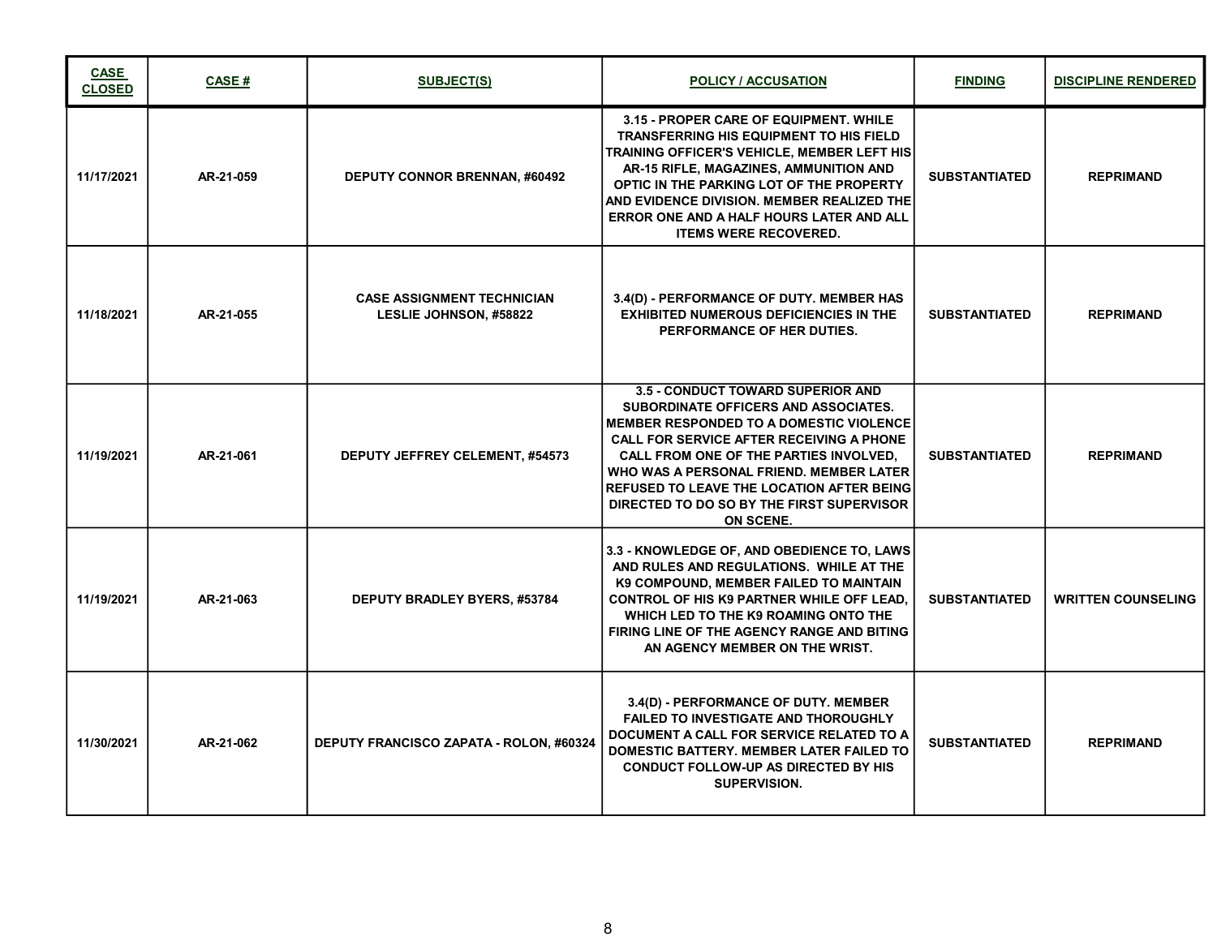| CASE CLOSED | CASE # | SUBJECT(S) | POLICY / ACCUSATION | FINDING | DISCIPLINE RENDERED |
|---|---|---|---|---|---|
| 11/17/2021 | AR-21-059 | DEPUTY CONNOR BRENNAN, #60492 | 3.15 - PROPER CARE OF EQUIPMENT. WHILE TRANSFERRING HIS EQUIPMENT TO HIS FIELD TRAINING OFFICER'S VEHICLE, MEMBER LEFT HIS AR-15 RIFLE, MAGAZINES, AMMUNITION AND OPTIC IN THE PARKING LOT OF THE PROPERTY AND EVIDENCE DIVISION. MEMBER REALIZED THE ERROR ONE AND A HALF HOURS LATER AND ALL ITEMS WERE RECOVERED. | SUBSTANTIATED | REPRIMAND |
| 11/18/2021 | AR-21-055 | CASE ASSIGNMENT TECHNICIAN LESLIE JOHNSON, #58822 | 3.4(D) - PERFORMANCE OF DUTY. MEMBER HAS EXHIBITED NUMEROUS DEFICIENCIES IN THE PERFORMANCE OF HER DUTIES. | SUBSTANTIATED | REPRIMAND |
| 11/19/2021 | AR-21-061 | DEPUTY JEFFREY CELEMENT, #54573 | 3.5 - CONDUCT TOWARD SUPERIOR AND SUBORDINATE OFFICERS AND ASSOCIATES. MEMBER RESPONDED TO A DOMESTIC VIOLENCE CALL FOR SERVICE AFTER RECEIVING A PHONE CALL FROM ONE OF THE PARTIES INVOLVED, WHO WAS A PERSONAL FRIEND. MEMBER LATER REFUSED TO LEAVE THE LOCATION AFTER BEING DIRECTED TO DO SO BY THE FIRST SUPERVISOR ON SCENE. | SUBSTANTIATED | REPRIMAND |
| 11/19/2021 | AR-21-063 | DEPUTY BRADLEY BYERS, #53784 | 3.3 - KNOWLEDGE OF, AND OBEDIENCE TO, LAWS AND RULES AND REGULATIONS. WHILE AT THE K9 COMPOUND, MEMBER FAILED TO MAINTAIN CONTROL OF HIS K9 PARTNER WHILE OFF LEAD, WHICH LED TO THE K9 ROAMING ONTO THE FIRING LINE OF THE AGENCY RANGE AND BITING AN AGENCY MEMBER ON THE WRIST. | SUBSTANTIATED | WRITTEN COUNSELING |
| 11/30/2021 | AR-21-062 | DEPUTY FRANCISCO ZAPATA - ROLON, #60324 | 3.4(D) - PERFORMANCE OF DUTY. MEMBER FAILED TO INVESTIGATE AND THOROUGHLY DOCUMENT A CALL FOR SERVICE RELATED TO A DOMESTIC BATTERY. MEMBER LATER FAILED TO CONDUCT FOLLOW-UP AS DIRECTED BY HIS SUPERVISION. | SUBSTANTIATED | REPRIMAND |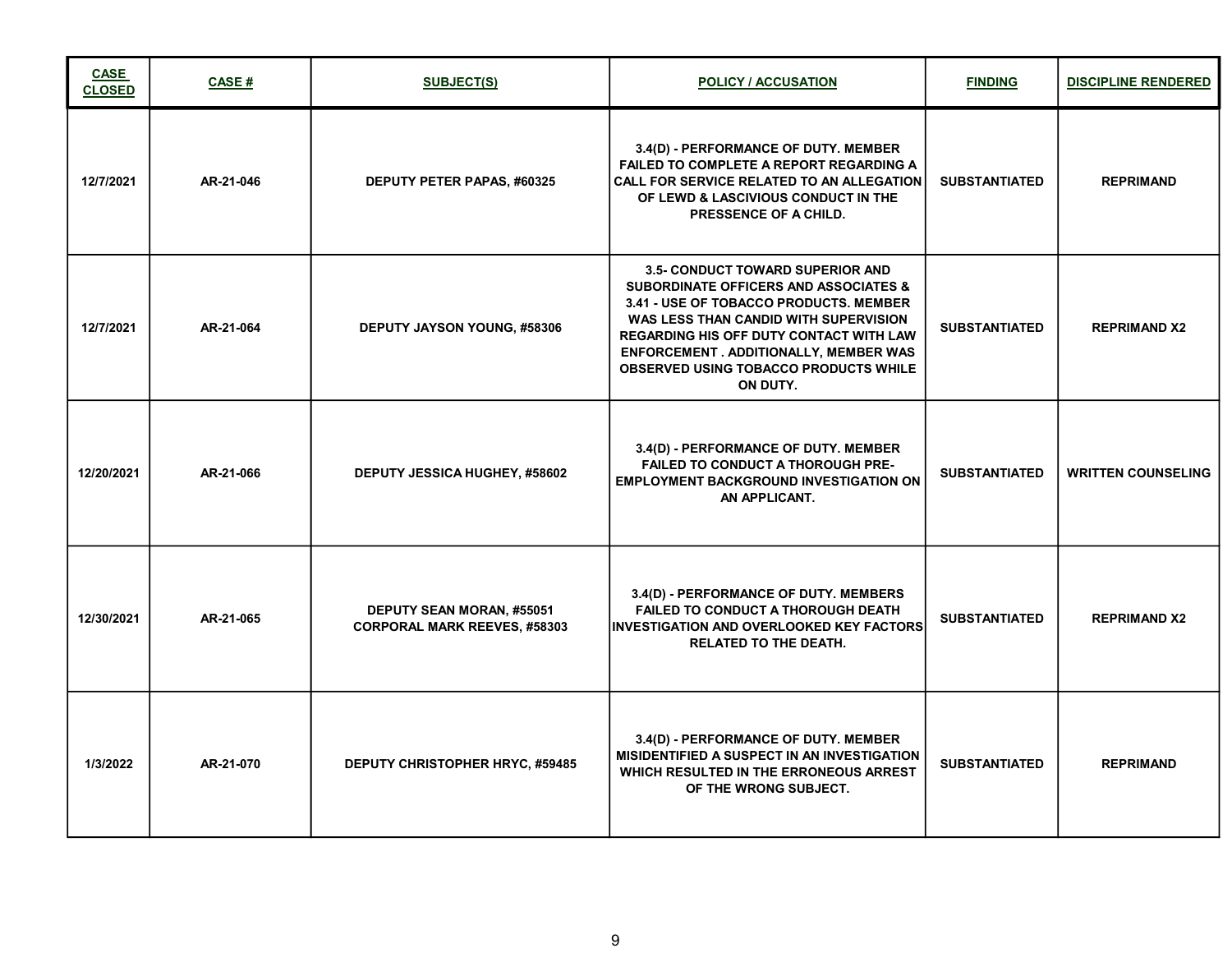| CASE CLOSED | CASE # | SUBJECT(S) | POLICY / ACCUSATION | FINDING | DISCIPLINE RENDERED |
|---|---|---|---|---|---|
| 12/7/2021 | AR-21-046 | DEPUTY PETER PAPAS, #60325 | 3.4(D) - PERFORMANCE OF DUTY. MEMBER FAILED TO COMPLETE A REPORT REGARDING A CALL FOR SERVICE RELATED TO AN ALLEGATION OF LEWD & LASCIVIOUS CONDUCT IN THE PRESSENCE OF A CHILD. | SUBSTANTIATED | REPRIMAND |
| 12/7/2021 | AR-21-064 | DEPUTY JAYSON YOUNG, #58306 | 3.5- CONDUCT TOWARD SUPERIOR AND SUBORDINATE OFFICERS AND ASSOCIATES & 3.41 - USE OF TOBACCO PRODUCTS. MEMBER WAS LESS THAN CANDID WITH SUPERVISION REGARDING HIS OFF DUTY CONTACT WITH LAW ENFORCEMENT . ADDITIONALLY, MEMBER WAS OBSERVED USING TOBACCO PRODUCTS WHILE ON DUTY. | SUBSTANTIATED | REPRIMAND X2 |
| 12/20/2021 | AR-21-066 | DEPUTY JESSICA HUGHEY, #58602 | 3.4(D) - PERFORMANCE OF DUTY. MEMBER FAILED TO CONDUCT A THOROUGH PRE-EMPLOYMENT BACKGROUND INVESTIGATION ON AN APPLICANT. | SUBSTANTIATED | WRITTEN COUNSELING |
| 12/30/2021 | AR-21-065 | DEPUTY SEAN MORAN, #55051<br>CORPORAL MARK REEVES, #58303 | 3.4(D) - PERFORMANCE OF DUTY. MEMBERS FAILED TO CONDUCT A THOROUGH DEATH INVESTIGATION AND OVERLOOKED KEY FACTORS RELATED TO THE DEATH. | SUBSTANTIATED | REPRIMAND X2 |
| 1/3/2022 | AR-21-070 | DEPUTY CHRISTOPHER HRYC, #59485 | 3.4(D) - PERFORMANCE OF DUTY. MEMBER MISIDENTIFIED A SUSPECT IN AN INVESTIGATION WHICH RESULTED IN THE ERRONEOUS ARREST OF THE WRONG SUBJECT. | SUBSTANTIATED | REPRIMAND |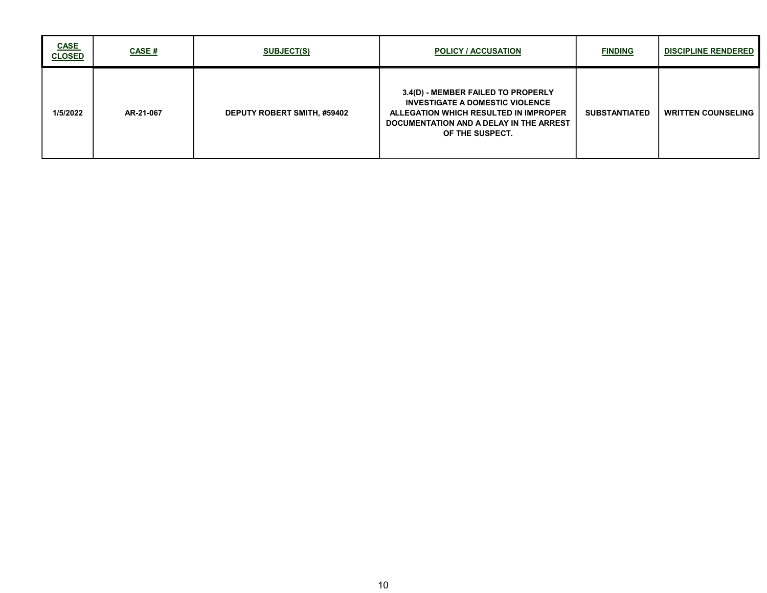| CASE CLOSED | CASE # | SUBJECT(S) | POLICY / ACCUSATION | FINDING | DISCIPLINE RENDERED |
|---|---|---|---|---|---|
| 1/5/2022 | AR-21-067 | DEPUTY ROBERT SMITH, #59402 | 3.4(D) - MEMBER FAILED TO PROPERLY INVESTIGATE A DOMESTIC VIOLENCE ALLEGATION WHICH RESULTED IN IMPROPER DOCUMENTATION AND A DELAY IN THE ARREST OF THE SUSPECT. | SUBSTANTIATED | WRITTEN COUNSELING |